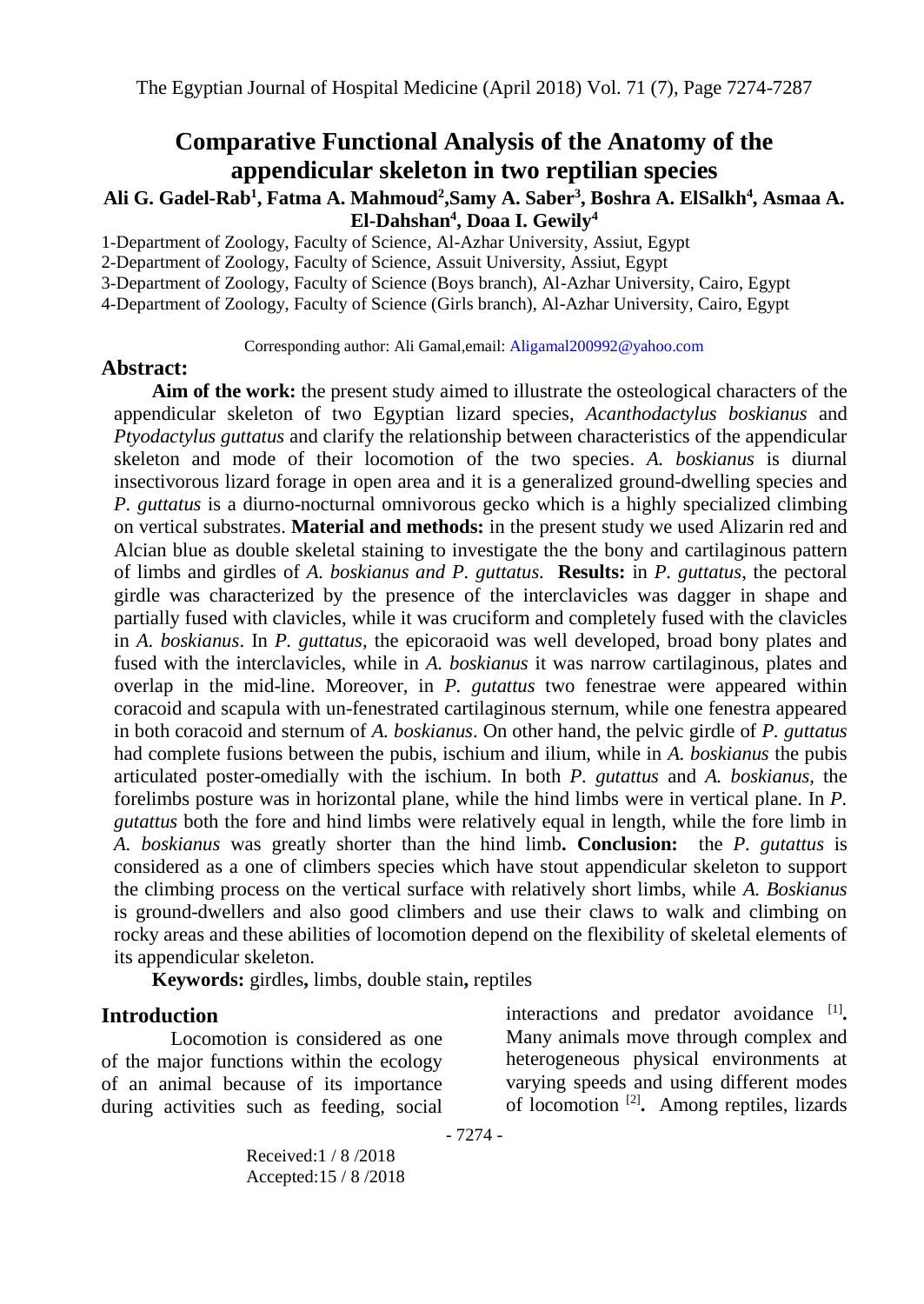# Comparative Functional Analysis of the Anatomy of the appendicular skeleton in two reptilian species

**Ali G. Gadel-Rab[1], Fatma A. Mahmoud[2], Samy A. Saber[3], Boshra A. ElSalkh[4], Asmaa A. El-Dahshan[4], Doaa I. Gewily[4]**

1-Department of Zoology, Faculty of Science, Al-Azhar University, Assiut, Egypt
2-Department of Zoology, Faculty of Science, Assuit University, Assiut, Egypt
3-Department of Zoology, Faculty of Science (Boys branch), Al-Azhar University, Cairo, Egypt
4-Department of Zoology, Faculty of Science (Girls branch), Al-Azhar University, Cairo, Egypt

Corresponding author: Ali Gamal,email: Aligamal200992@yahoo.com

## Abstract:

**Aim of the work:** the present study aimed to illustrate the osteological characters of the appendicular skeleton of two Egyptian lizard species, *Acanthodactylus boskianus* and *Ptyodactylus guttatus* and clarify the relationship between characteristics of the appendicular skeleton and mode of their locomotion of the two species. *A. boskianus* is diurnal insectivorous lizard forage in open area and it is a generalized ground-dwelling species and *P. guttatus* is a diurno-nocturnal omnivorous gecko which is a highly specialized climbing on vertical substrates. **Material and methods:** in the present study we used Alizarin red and Alcian blue as double skeletal staining to investigate the the bony and cartilaginous pattern of limbs and girdles of *A. boskianus and P. guttatus.* **Results:** in *P. guttatus*, the pectoral girdle was characterized by the presence of the interclavicles was dagger in shape and partially fused with clavicles, while it was cruciform and completely fused with the clavicles in *A. boskianus*. In *P. guttatus*, the epicoraoid was well developed, broad bony plates and fused with the interclavicles, while in *A. boskianus* it was narrow cartilaginous, plates and overlap in the mid-line. Moreover, in *P. gutattus* two fenestrae were appeared within coracoid and scapula with un-fenestrated cartilaginous sternum, while one fenestra appeared in both coracoid and sternum of *A. boskianus*. On other hand, the pelvic girdle of *P. guttatus* had complete fusions between the pubis, ischium and ilium, while in *A. boskianus* the pubis articulated poster-omedially with the ischium. In both *P. gutattus* and *A. boskianus*, the forelimbs posture was in horizontal plane, while the hind limbs were in vertical plane. In *P. gutattus* both the fore and hind limbs were relatively equal in length, while the fore limb in *A. boskianus* was greatly shorter than the hind limb**. Conclusion:** the *P. gutattus* is considered as a one of climbers species which have stout appendicular skeleton to support the climbing process on the vertical surface with relatively short limbs, while *A. Boskianus* is ground-dwellers and also good climbers and use their claws to walk and climbing on rocky areas and these abilities of locomotion depend on the flexibility of skeletal elements of its appendicular skeleton.

**Keywords:** girdles**,** limbs, double stain**,** reptiles

## Introduction

Locomotion is considered as one of the major functions within the ecology of an animal because of its importance during activities such as feeding, social interactions and predator avoidance [1]**.** Many animals move through complex and heterogeneous physical environments at varying speeds and using different modes of locomotion [2]**.** Among reptiles, lizards

Received:1 / 8 /2018
Accepted:15 / 8 /2018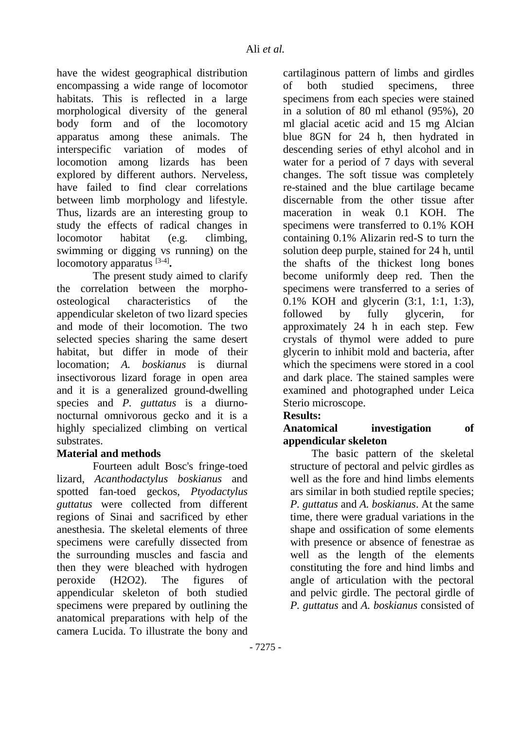have the widest geographical distribution encompassing a wide range of locomotor habitats. This is reflected in a large morphological diversity of the general body form and of the locomotory apparatus among these animals. The interspecific variation of modes of locomotion among lizards has been explored by different authors. Nerveless, have failed to find clear correlations between limb morphology and lifestyle. Thus, lizards are an interesting group to study the effects of radical changes in locomotor habitat (e.g. climbing, swimming or digging vs running) on the locomotory apparatus [3-4].

The present study aimed to clarify the correlation between the morpho-osteological characteristics of the appendicular skeleton of two lizard species and mode of their locomotion. The two selected species sharing the same desert habitat, but differ in mode of their locomation; *A. boskianus* is diurnal insectivorous lizard forage in open area and it is a generalized ground-dwelling species and *P. guttatus* is a diurno-nocturnal omnivorous gecko and it is a highly specialized climbing on vertical substrates.

## Material and methods

Fourteen adult Bosc's fringe-toed lizard, *Acanthodactylus boskianus* and spotted fan-toed geckos, *Ptyodactylus guttatus* were collected from different regions of Sinai and sacrificed by ether anesthesia. The skeletal elements of three specimens were carefully dissected from the surrounding muscles and fascia and then they were bleached with hydrogen peroxide (H2O2). The figures of appendicular skeleton of both studied specimens were prepared by outlining the anatomical preparations with help of the camera Lucida. To illustrate the bony and cartilaginous pattern of limbs and girdles of both studied specimens, three specimens from each species were stained in a solution of 80 ml ethanol (95%), 20 ml glacial acetic acid and 15 mg Alcian blue 8GN for 24 h, then hydrated in descending series of ethyl alcohol and in water for a period of 7 days with several changes. The soft tissue was completely re-stained and the blue cartilage became discernable from the other tissue after maceration in weak 0.1 KOH. The specimens were transferred to 0.1% KOH containing 0.1% Alizarin red-S to turn the solution deep purple, stained for 24 h, until the shafts of the thickest long bones become uniformly deep red. Then the specimens were transferred to a series of 0.1% KOH and glycerin (3:1, 1:1, 1:3), followed by fully glycerin, for approximately 24 h in each step. Few crystals of thymol were added to pure glycerin to inhibit mold and bacteria, after which the specimens were stored in a cool and dark place. The stained samples were examined and photographed under Leica Sterio microscope.

## Results:

### Anatomical investigation of appendicular skeleton

The basic pattern of the skeletal structure of pectoral and pelvic girdles as well as the fore and hind limbs elements ars similar in both studied reptile species; *P. guttatus* and *A. boskianus*. At the same time, there were gradual variations in the shape and ossification of some elements with presence or absence of fenestrae as well as the length of the elements constituting the fore and hind limbs and angle of articulation with the pectoral and pelvic girdle. The pectoral girdle of *P. guttatus* and *A. boskianus* consisted of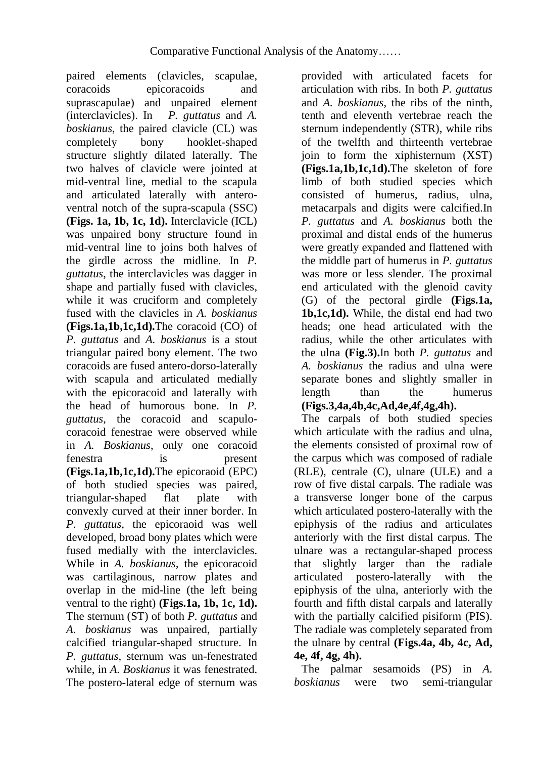paired elements (clavicles, scapulae, coracoids epicoracoids and suprascapulae) and unpaired element (interclavicles). In *P. guttatus* and *A. boskianus*, the paired clavicle (CL) was completely bony hooklet-shaped structure slightly dilated laterally. The two halves of clavicle were jointed at mid-ventral line, medial to the scapula and articulated laterally with antero-ventral notch of the supra-scapula (SSC) **(Figs. 1a, 1b, 1c, 1d).** Interclavicle (ICL) was unpaired bony structure found in mid-ventral line to joins both halves of the girdle across the midline. In *P. guttatus*, the interclavicles was dagger in shape and partially fused with clavicles, while it was cruciform and completely fused with the clavicles in *A. boskianus* **(Figs.1a,1b,1c,1d).**The coracoid (CO) of *P. guttatus* and *A. boskianus* is a stout triangular paired bony element. The two coracoids are fused antero-dorso-laterally with scapula and articulated medially with the epicoracoid and laterally with the head of humorous bone. In *P. guttatus*, the coracoid and scapulo-coracoid fenestrae were observed while in *A. Boskianus*, only one coracoid fenestra is present **(Figs.1a,1b,1c,1d).**The epicoraoid (EPC) of both studied species was paired, triangular-shaped flat plate with convexly curved at their inner border. In *P. guttatus*, the epicoraoid was well developed, broad bony plates which were fused medially with the interclavicles. While in *A. boskianus*, the epicoracoid was cartilaginous, narrow plates and overlap in the mid-line (the left being ventral to the right) **(Figs.1a, 1b, 1c, 1d).** The sternum (ST) of both *P. guttatus* and *A. boskianus* was unpaired, partially calcified triangular-shaped structure. In *P. guttatus*, sternum was un-fenestrated while, in *A. Boskianus* it was fenestrated. The postero-lateral edge of sternum was provided with articulated facets for articulation with ribs. In both *P. guttatus* and *A. boskianus*, the ribs of the ninth, tenth and eleventh vertebrae reach the sternum independently (STR), while ribs of the twelfth and thirteenth vertebrae join to form the xiphisternum (XST) **(Figs.1a,1b,1c,1d).**The skeleton of fore limb of both studied species which consisted of humerus, radius, ulna, metacarpals and digits were calcified.In *P. guttatus* and *A. boskianus* both the proximal and distal ends of the humerus were greatly expanded and flattened with the middle part of humerus in *P. guttatus* was more or less slender. The proximal end articulated with the glenoid cavity (G) of the pectoral girdle **(Figs.1a, 1b,1c,1d).** While, the distal end had two heads; one head articulated with the radius, while the other articulates with the ulna **(Fig.3).**In both *P. guttatus* and *A. boskianus* the radius and ulna were separate bones and slightly smaller in length than the humerus **(Figs.3,4a,4b,4c,Ad,4e,4f,4g,4h).**

The carpals of both studied species which articulate with the radius and ulna, the elements consisted of proximal row of the carpus which was composed of radiale (RLE), centrale (C), ulnare (ULE) and a row of five distal carpals. The radiale was a transverse longer bone of the carpus which articulated postero-laterally with the epiphysis of the radius and articulates anteriorly with the first distal carpus. The ulnare was a rectangular-shaped process that slightly larger than the radiale articulated postero-laterally with the epiphysis of the ulna, anteriorly with the fourth and fifth distal carpals and laterally with the partially calcified pisiform (PIS). The radiale was completely separated from the ulnare by central **(Figs.4a, 4b, 4c, Ad, 4e, 4f, 4g, 4h).**

The palmar sesamoids (PS) in *A. boskianus* were two semi-triangular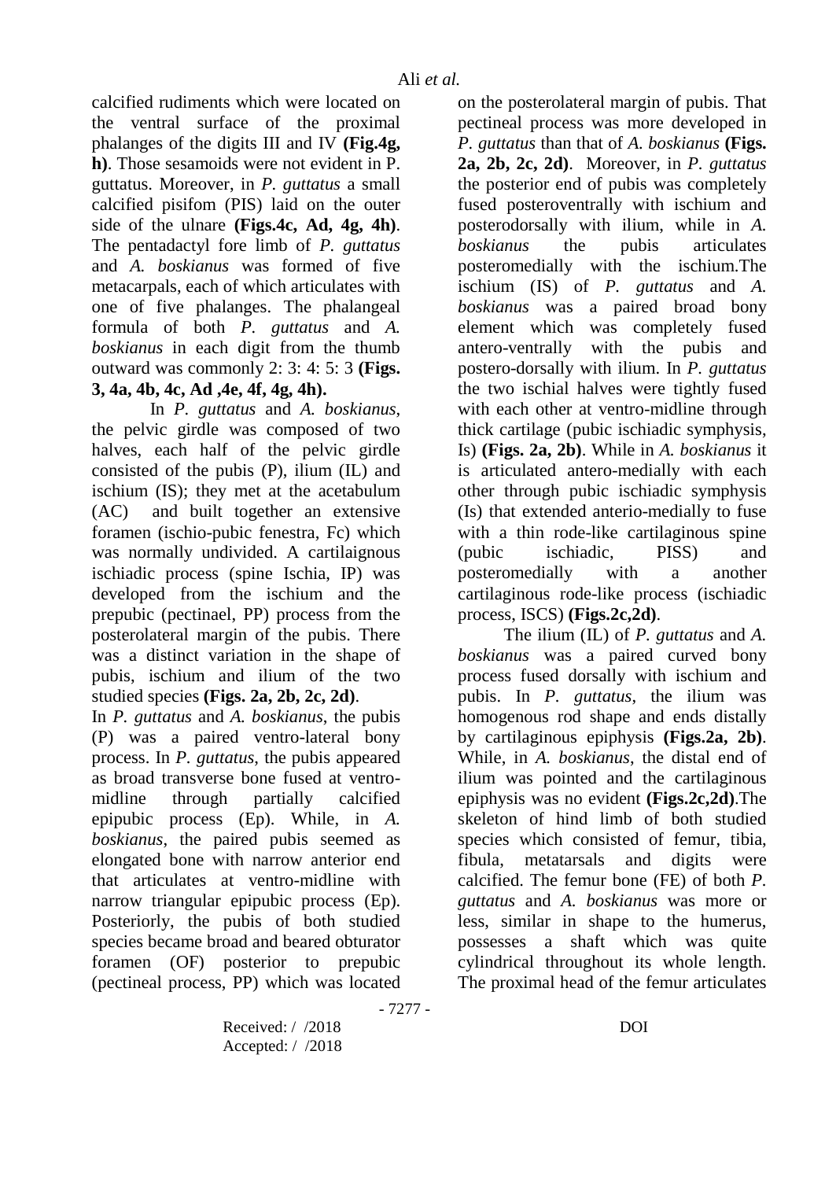calcified rudiments which were located on the ventral surface of the proximal phalanges of the digits III and IV **(Fig.4g, h)**. Those sesamoids were not evident in P. guttatus. Moreover, in *P. guttatus* a small calcified pisifom (PIS) laid on the outer side of the ulnare **(Figs.4c, Ad, 4g, 4h)**. The pentadactyl fore limb of *P. guttatus* and *A. boskianus* was formed of five metacarpals, each of which articulates with one of five phalanges. The phalangeal formula of both *P. guttatus* and *A. boskianus* in each digit from the thumb outward was commonly 2: 3: 4: 5: 3 **(Figs. 3, 4a, 4b, 4c, Ad ,4e, 4f, 4g, 4h).**

In *P. guttatus* and *A. boskianus*, the pelvic girdle was composed of two halves, each half of the pelvic girdle consisted of the pubis (P), ilium (IL) and ischium (IS); they met at the acetabulum (AC) and built together an extensive foramen (ischio-pubic fenestra, Fc) which was normally undivided. A cartilaignous ischiadic process (spine Ischia, IP) was developed from the ischium and the prepubic (pectinael, PP) process from the posterolateral margin of the pubis. There was a distinct variation in the shape of pubis, ischium and ilium of the two studied species **(Figs. 2a, 2b, 2c, 2d)**.

In *P. guttatus* and *A. boskianus*, the pubis (P) was a paired ventro-lateral bony process. In *P. guttatus*, the pubis appeared as broad transverse bone fused at ventro-midline through partially calcified epipubic process (Ep). While, in *A. boskianus*, the paired pubis seemed as elongated bone with narrow anterior end that articulates at ventro-midline with narrow triangular epipubic process (Ep). Posteriorly, the pubis of both studied species became broad and beared obturator foramen (OF) posterior to prepubic (pectineal process, PP) which was located on the posterolateral margin of pubis. That pectineal process was more developed in *P. guttatus* than that of *A. boskianus* **(Figs. 2a, 2b, 2c, 2d)**. Moreover, in *P. guttatus* the posterior end of pubis was completely fused posteroventrally with ischium and posterodorsally with ilium, while in *A. boskianus* the pubis articulates posteromedially with the ischium.The ischium (IS) of *P. guttatus* and *A. boskianus* was a paired broad bony element which was completely fused antero-ventrally with the pubis and postero-dorsally with ilium. In *P. guttatus* the two ischial halves were tightly fused with each other at ventro-midline through thick cartilage (pubic ischiadic symphysis, Is) **(Figs. 2a, 2b)**. While in *A. boskianus* it is articulated antero-medially with each other through pubic ischiadic symphysis (Is) that extended anterio-medially to fuse with a thin rode-like cartilaginous spine (pubic ischiadic, PISS) and posteromedially with a another cartilaginous rode-like process (ischiadic process, ISCS) **(Figs.2c,2d)**.

The ilium (IL) of *P. guttatus* and *A. boskianus* was a paired curved bony process fused dorsally with ischium and pubis. In *P. guttatus*, the ilium was homogenous rod shape and ends distally by cartilaginous epiphysis **(Figs.2a, 2b)**. While, in *A. boskianus*, the distal end of ilium was pointed and the cartilaginous epiphysis was no evident **(Figs.2c,2d)**.The skeleton of hind limb of both studied species which consisted of femur, tibia, fibula, metatarsals and digits were calcified. The femur bone (FE) of both *P. guttatus* and *A. boskianus* was more or less, similar in shape to the humerus, possesses a shaft which was quite cylindrical throughout its whole length. The proximal head of the femur articulates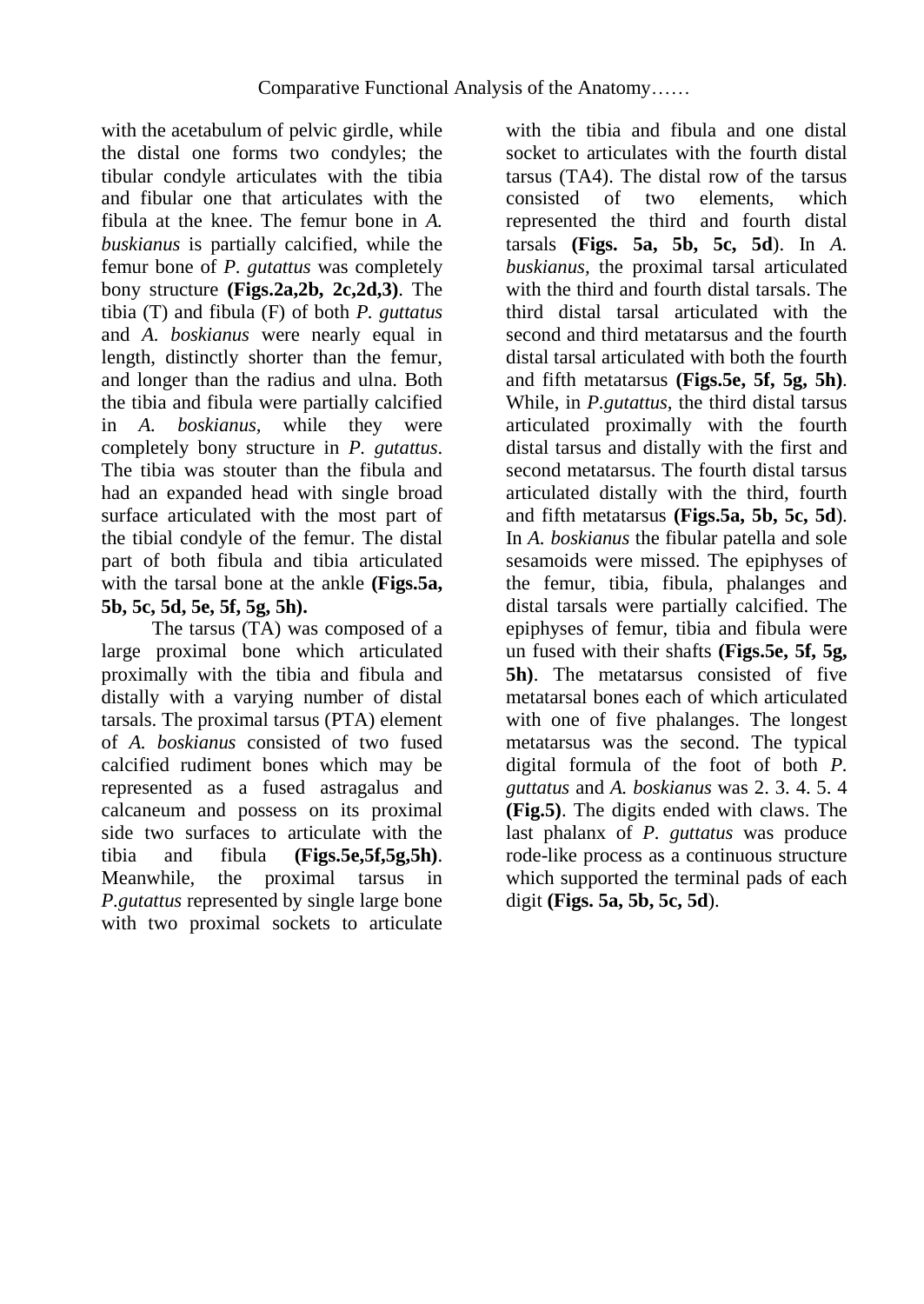with the acetabulum of pelvic girdle, while the distal one forms two condyles; the tibular condyle articulates with the tibia and fibular one that articulates with the fibula at the knee. The femur bone in *A. buskianus* is partially calcified, while the femur bone of *P. gutattus* was completely bony structure **(Figs.2a,2b, 2c,2d,3)**. The tibia (T) and fibula (F) of both *P. guttatus* and *A. boskianus* were nearly equal in length, distinctly shorter than the femur, and longer than the radius and ulna. Both the tibia and fibula were partially calcified in *A. boskianus*, while they were completely bony structure in *P. gutattus*. The tibia was stouter than the fibula and had an expanded head with single broad surface articulated with the most part of the tibial condyle of the femur. The distal part of both fibula and tibia articulated with the tarsal bone at the ankle **(Figs.5a, 5b, 5c, 5d, 5e, 5f, 5g, 5h).**

The tarsus (TA) was composed of a large proximal bone which articulated proximally with the tibia and fibula and distally with a varying number of distal tarsals. The proximal tarsus (PTA) element of *A. boskianus* consisted of two fused calcified rudiment bones which may be represented as a fused astragalus and calcaneum and possess on its proximal side two surfaces to articulate with the tibia and fibula **(Figs.5e,5f,5g,5h)**. Meanwhile, the proximal tarsus in *P.gutattus* represented by single large bone with two proximal sockets to articulate with the tibia and fibula and one distal socket to articulates with the fourth distal tarsus (TA4). The distal row of the tarsus consisted of two elements, which represented the third and fourth distal tarsals **(Figs. 5a, 5b, 5c, 5d)**. In *A. buskianus*, the proximal tarsal articulated with the third and fourth distal tarsals. The third distal tarsal articulated with the second and third metatarsus and the fourth distal tarsal articulated with both the fourth and fifth metatarsus **(Figs.5e, 5f, 5g, 5h)**. While, in *P.gutattus*, the third distal tarsus articulated proximally with the fourth distal tarsus and distally with the first and second metatarsus. The fourth distal tarsus articulated distally with the third, fourth and fifth metatarsus **(Figs.5a, 5b, 5c, 5d)**. In *A. boskianus* the fibular patella and sole sesamoids were missed. The epiphyses of the femur, tibia, fibula, phalanges and distal tarsals were partially calcified. The epiphyses of femur, tibia and fibula were un fused with their shafts **(Figs.5e, 5f, 5g, 5h)**. The metatarsus consisted of five metatarsal bones each of which articulated with one of five phalanges. The longest metatarsus was the second. The typical digital formula of the foot of both *P. guttatus* and *A. boskianus* was 2. 3. 4. 5. 4 **(Fig.5)**. The digits ended with claws. The last phalanx of *P. guttatus* was produce rode-like process as a continuous structure which supported the terminal pads of each digit **(Figs. 5a, 5b, 5c, 5d)**.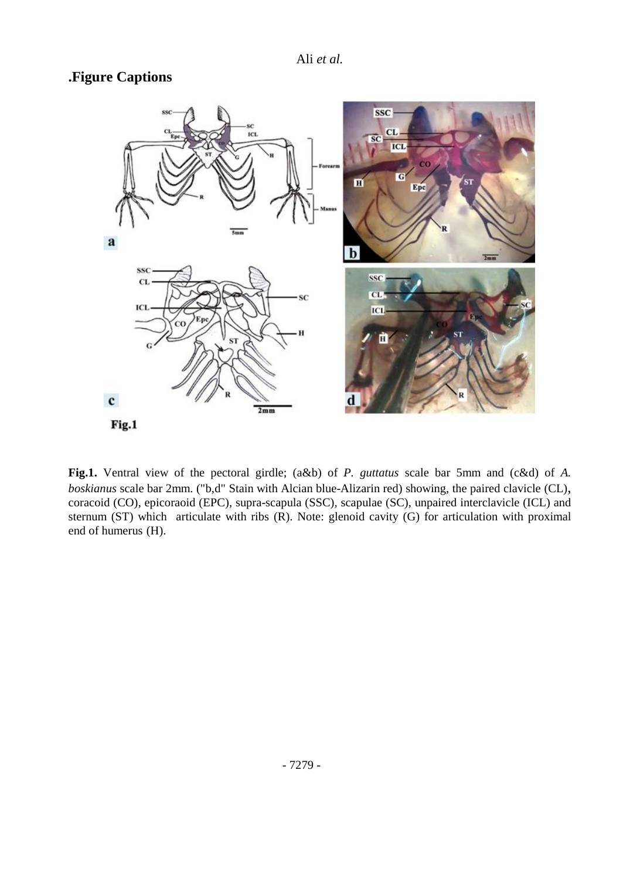## .Figure Captions

**Fig.1.** Ventral view of the pectoral girdle; (a&b) of *P. guttatus* scale bar 5mm and (c&d) of *A. boskianus* scale bar 2mm. ("b,d" Stain with Alcian blue-Alizarin red) showing, the paired clavicle (CL), coracoid (CO), epicoraoid (EPC), supra-scapula (SSC), scapulae (SC), unpaired interclavicle (ICL) and sternum (ST) which articulate with ribs (R). Note: glenoid cavity (G) for articulation with proximal end of humerus (H).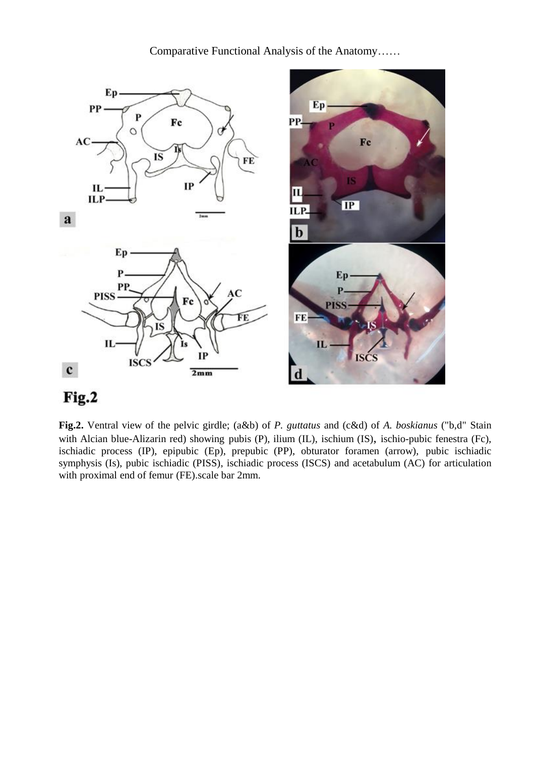**Fig.2.** Ventral view of the pelvic girdle; (a&b) of *P. guttatus* and (c&d) of *A. boskianus* ("b,d" Stain with Alcian blue-Alizarin red) showing pubis (P), ilium (IL), ischium (IS), ischio-pubic fenestra (Fc), ischiadic process (IP), epipubic (Ep), prepubic (PP), obturator foramen (arrow), pubic ischiadic symphysis (Is), pubic ischiadic (PISS), ischiadic process (ISCS) and acetabulum (AC) for articulation with proximal end of femur (FE).scale bar 2mm.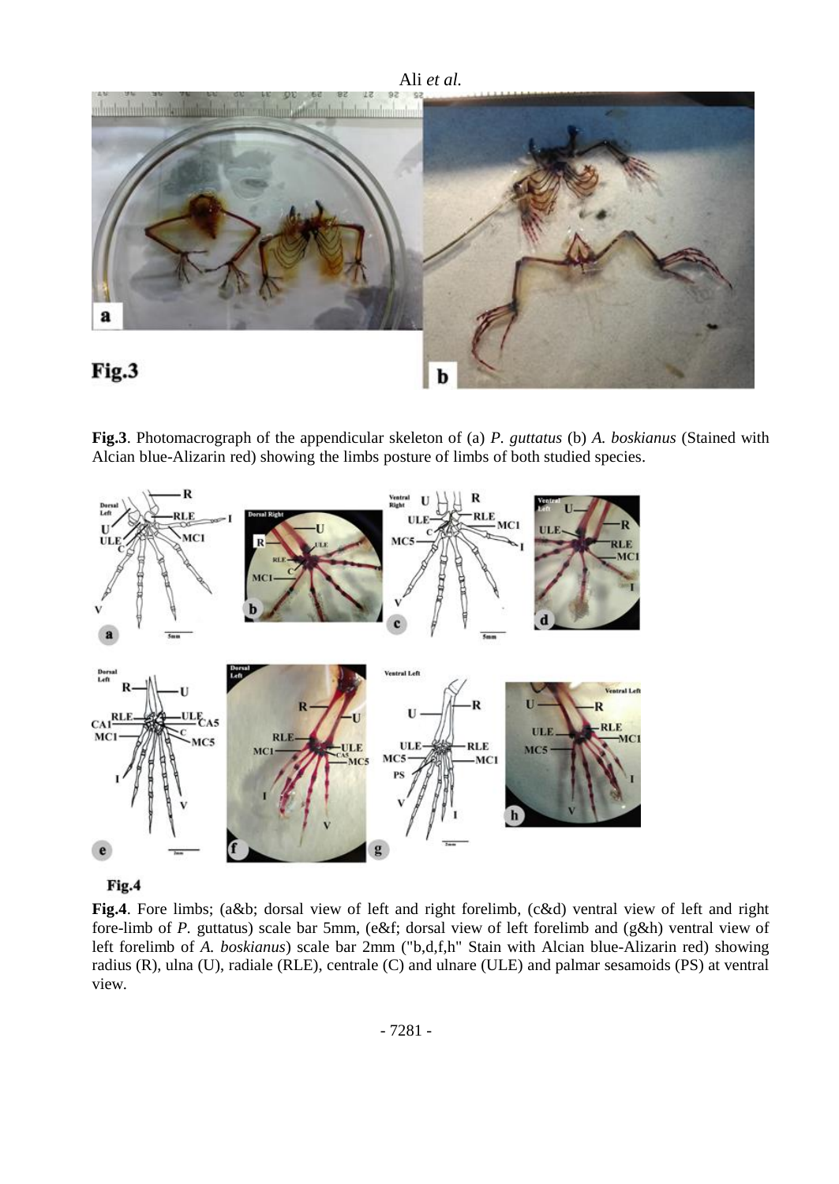**Fig.3**. Photomacrograph of the appendicular skeleton of (a) *P. guttatus* (b) *A. boskianus* (Stained with Alcian blue-Alizarin red) showing the limbs posture of limbs of both studied species.

**Fig.4**. Fore limbs; (a&b; dorsal view of left and right forelimb, (c&d) ventral view of left and right fore-limb of *P.* guttatus) scale bar 5mm, (e&f; dorsal view of left forelimb and (g&h) ventral view of left forelimb of *A. boskianus*) scale bar 2mm ("b,d,f,h" Stain with Alcian blue-Alizarin red) showing radius (R), ulna (U), radiale (RLE), centrale (C) and ulnare (ULE) and palmar sesamoids (PS) at ventral view.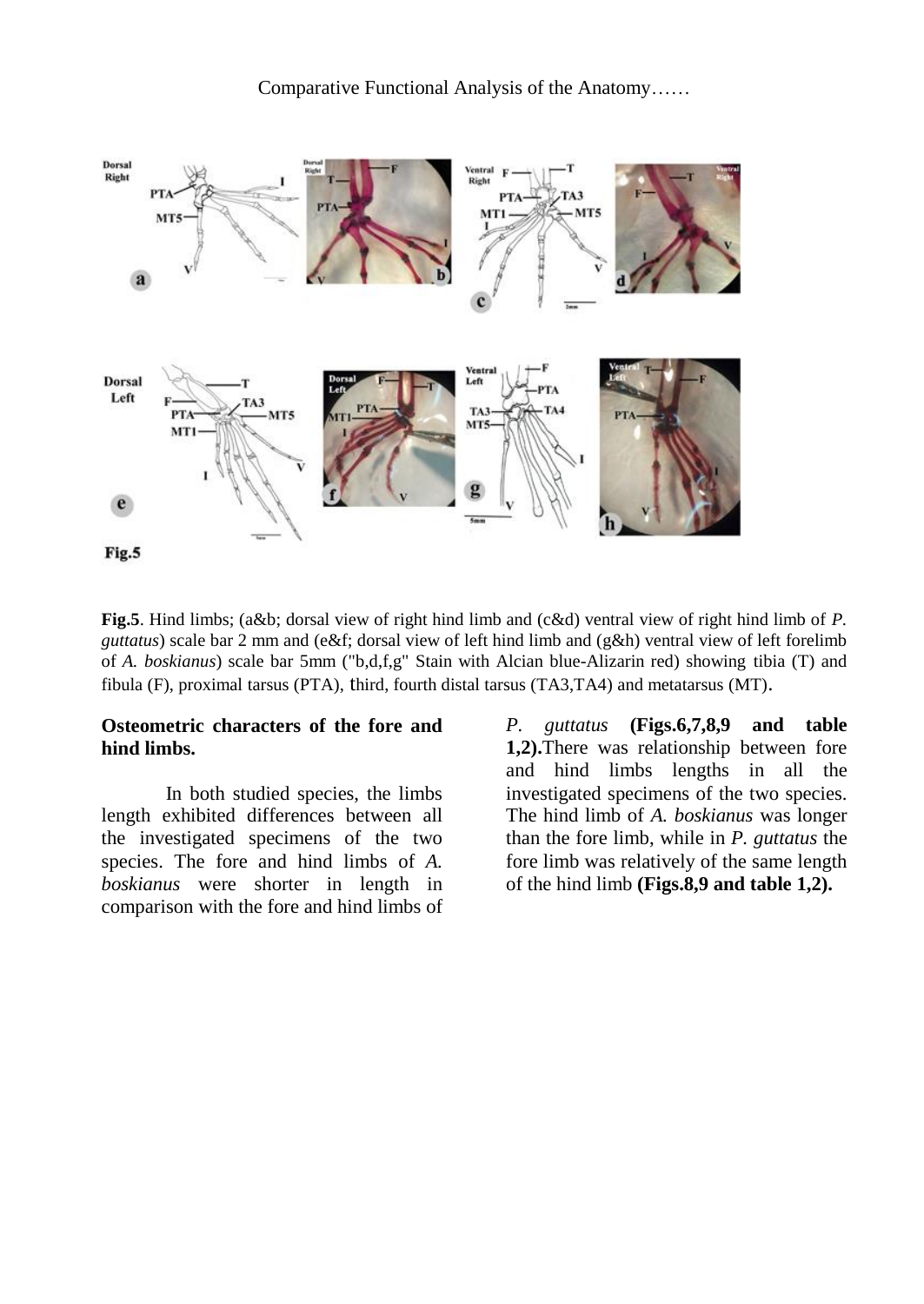Fig.5

**Fig.5**. Hind limbs; (a&b; dorsal view of right hind limb and (c&d) ventral view of right hind limb of *P. guttatus*) scale bar 2 mm and (e&f; dorsal view of left hind limb and (g&h) ventral view of left forelimb of *A. boskianus*) scale bar 5mm ("b,d,f,g" Stain with Alcian blue-Alizarin red) showing tibia (T) and fibula (F), proximal tarsus (PTA), third, fourth distal tarsus (TA3,TA4) and metatarsus (MT).

**Osteometric characters of the fore and hind limbs.**

In both studied species, the limbs length exhibited differences between all the investigated specimens of the two species. The fore and hind limbs of *A. boskianus* were shorter in length in comparison with the fore and hind limbs of *P. guttatus* **(Figs.6,7,8,9 and table 1,2).**There was relationship between fore and hind limbs lengths in all the investigated specimens of the two species. The hind limb of *A. boskianus* was longer than the fore limb, while in *P. guttatus* the fore limb was relatively of the same length of the hind limb **(Figs.8,9 and table 1,2).**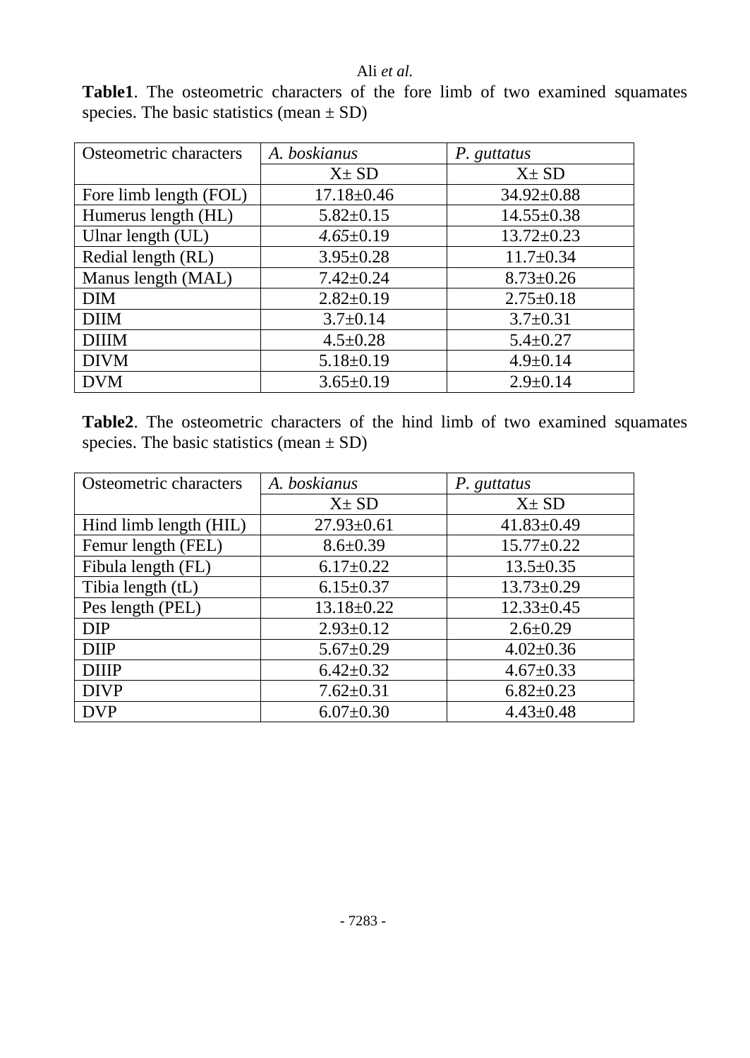**Table1**. The osteometric characters of the fore limb of two examined squamates species. The basic statistics (mean ± SD)

| Osteometric characters | *A. boskianus* | *P. guttatus* |
|---|---|---|
| | X± SD | X± SD |
| Fore limb length (FOL) | 17.18±0.46 | 34.92±0.88 |
| Humerus length (HL) | 5.82±0.15 | 14.55±0.38 |
| Ulnar length (UL) | *4.65*±0.19 | 13.72±0.23 |
| Redial length (RL) | 3.95±0.28 | 11.7±0.34 |
| Manus length (MAL) | 7.42±0.24 | 8.73±0.26 |
| DIM | 2.82±0.19 | 2.75±0.18 |
| DIIM | 3.7±0.14 | 3.7±0.31 |
| DIIIM | 4.5±0.28 | 5.4±0.27 |
| DIVM | 5.18±0.19 | 4.9±0.14 |
| DVM | 3.65±0.19 | 2.9±0.14 |

**Table2**. The osteometric characters of the hind limb of two examined squamates species. The basic statistics (mean ± SD)

| Osteometric characters | *A. boskianus* | *P. guttatus* |
|---|---|---|
| | X± SD | X± SD |
| Hind limb length (HIL) | 27.93±0.61 | 41.83±0.49 |
| Femur length (FEL) | 8.6±0.39 | 15.77±0.22 |
| Fibula length (FL) | 6.17±0.22 | 13.5±0.35 |
| Tibia length (tL) | 6.15±0.37 | 13.73±0.29 |
| Pes length (PEL) | 13.18±0.22 | 12.33±0.45 |
| DIP | 2.93±0.12 | 2.6±0.29 |
| DIIP | 5.67±0.29 | 4.02±0.36 |
| DIIIP | 6.42±0.32 | 4.67±0.33 |
| DIVP | 7.62±0.31 | 6.82±0.23 |
| DVP | 6.07±0.30 | 4.43±0.48 |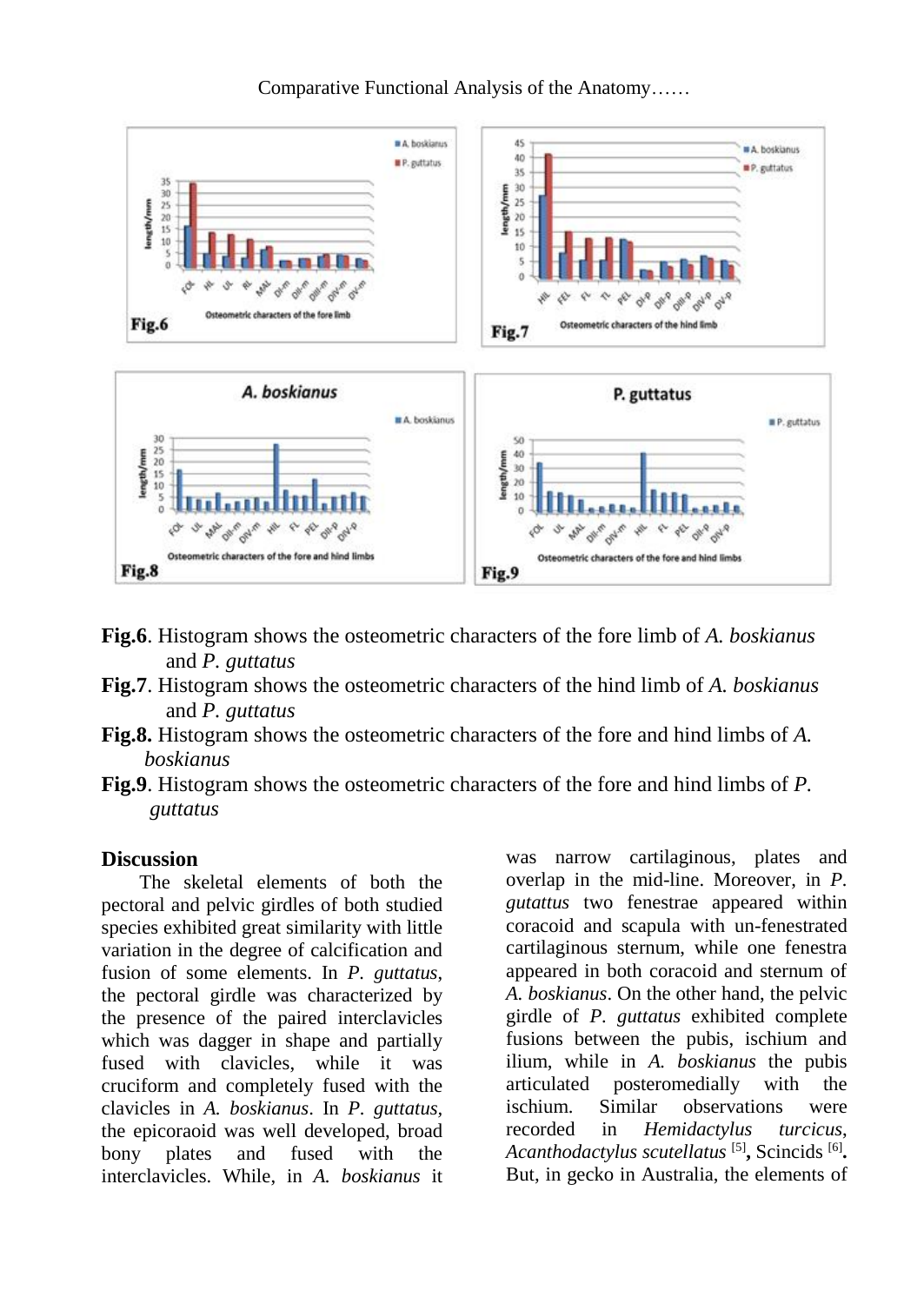**Fig.6**. Histogram shows the osteometric characters of the fore limb of *A. boskianus* and *P. guttatus*

**Fig.7**. Histogram shows the osteometric characters of the hind limb of *A. boskianus* and *P. guttatus*

**Fig.8.** Histogram shows the osteometric characters of the fore and hind limbs of *A. boskianus*

**Fig.9**. Histogram shows the osteometric characters of the fore and hind limbs of *P. guttatus*

## Discussion

The skeletal elements of both the pectoral and pelvic girdles of both studied species exhibited great similarity with little variation in the degree of calcification and fusion of some elements. In *P. guttatus*, the pectoral girdle was characterized by the presence of the paired interclavicles which was dagger in shape and partially fused with clavicles, while it was cruciform and completely fused with the clavicles in *A. boskianus*. In *P. guttatus*, the epicoraoid was well developed, broad bony plates and fused with the interclavicles. While, in *A. boskianus* it was narrow cartilaginous, plates and overlap in the mid-line. Moreover, in *P. gutattus* two fenestrae appeared within coracoid and scapula with un-fenestrated cartilaginous sternum, while one fenestra appeared in both coracoid and sternum of *A. boskianus*. On the other hand, the pelvic girdle of *P. guttatus* exhibited complete fusions between the pubis, ischium and ilium, while in *A. boskianus* the pubis articulated posteromedially with the ischium. Similar observations were recorded in *Hemidactylus turcicus*, *Acanthodactylus scutellatus* [5]**,** Scincids [6]**.** But, in gecko in Australia, the elements of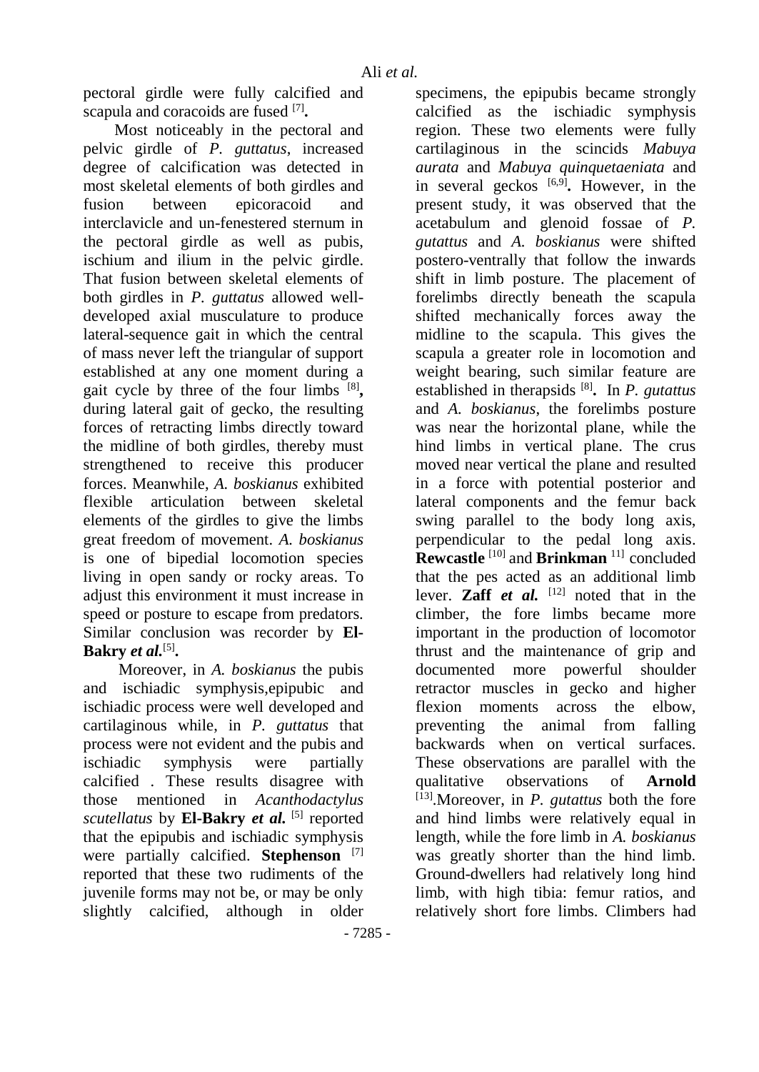pectoral girdle were fully calcified and scapula and coracoids are fused [7].

Most noticeably in the pectoral and pelvic girdle of *P. guttatus*, increased degree of calcification was detected in most skeletal elements of both girdles and fusion between epicoracoid and interclavicle and un-fenestered sternum in the pectoral girdle as well as pubis, ischium and ilium in the pelvic girdle. That fusion between skeletal elements of both girdles in *P. guttatus* allowed well-developed axial musculature to produce lateral-sequence gait in which the central of mass never left the triangular of support established at any one moment during a gait cycle by three of the four limbs [8], during lateral gait of gecko, the resulting forces of retracting limbs directly toward the midline of both girdles, thereby must strengthened to receive this producer forces. Meanwhile, *A. boskianus* exhibited flexible articulation between skeletal elements of the girdles to give the limbs great freedom of movement. *A. boskianus* is one of bipedial locomotion species living in open sandy or rocky areas. To adjust this environment it must increase in speed or posture to escape from predators. Similar conclusion was recorder by **El-Bakry *et al.***[5].

Moreover, in *A. boskianus* the pubis and ischiadic symphysis,epipubic and ischiadic process were well developed and cartilaginous while, in *P. guttatus* that process were not evident and the pubis and ischiadic symphysis were partially calcified . These results disagree with those mentioned in *Acanthodactylus scutellatus* by **El-Bakry *et al.*** [5] reported that the epipubis and ischiadic symphysis were partially calcified. **Stephenson** [7] reported that these two rudiments of the juvenile forms may not be, or may be only slightly calcified, although in older specimens, the epipubis became strongly calcified as the ischiadic symphysis region. These two elements were fully cartilaginous in the scincids *Mabuya aurata* and *Mabuya quinquetaeniata* and in several geckos [6,9]. However, in the present study, it was observed that the acetabulum and glenoid fossae of *P. gutattus* and *A. boskianus* were shifted postero-ventrally that follow the inwards shift in limb posture. The placement of forelimbs directly beneath the scapula shifted mechanically forces away the midline to the scapula. This gives the scapula a greater role in locomotion and weight bearing, such similar feature are established in therapsids [8]. In *P. gutattus* and *A. boskianus*, the forelimbs posture was near the horizontal plane, while the hind limbs in vertical plane. The crus moved near vertical the plane and resulted in a force with potential posterior and lateral components and the femur back swing parallel to the body long axis, perpendicular to the pedal long axis. **Rewcastle** [10] and **Brinkman** [11] concluded that the pes acted as an additional limb lever. **Zaff *et al.*** [12] noted that in the climber, the fore limbs became more important in the production of locomotor thrust and the maintenance of grip and documented more powerful shoulder retractor muscles in gecko and higher flexion moments across the elbow, preventing the animal from falling backwards when on vertical surfaces. These observations are parallel with the qualitative observations of **Arnold** [13].Moreover, in *P. gutattus* both the fore and hind limbs were relatively equal in length, while the fore limb in *A. boskianus* was greatly shorter than the hind limb. Ground-dwellers had relatively long hind limb, with high tibia: femur ratios, and relatively short fore limbs. Climbers had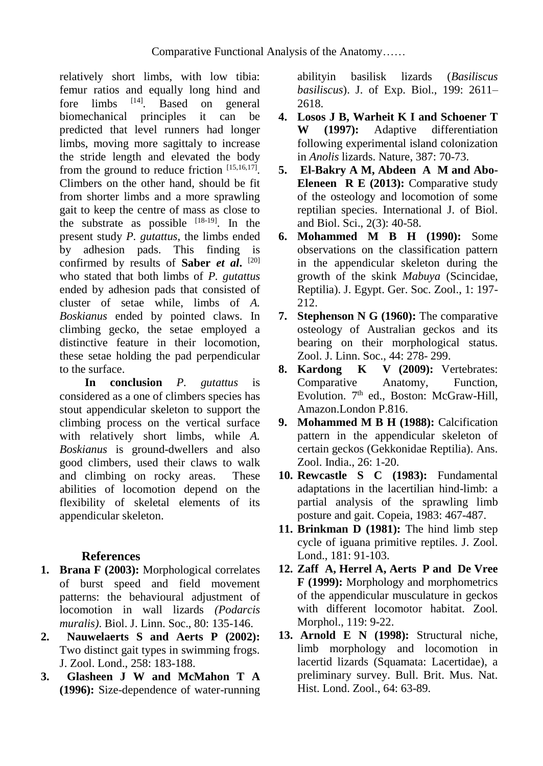relatively short limbs, with low tibia: femur ratios and equally long hind and fore limbs [14]. Based on general biomechanical principles it can be predicted that level runners had longer limbs, moving more sagittaly to increase the stride length and elevated the body from the ground to reduce friction [15,16,17]. Climbers on the other hand, should be fit from shorter limbs and a more sprawling gait to keep the centre of mass as close to the substrate as possible [18-19]. In the present study *P. gutattus*, the limbs ended by adhesion pads. This finding is confirmed by results of **Saber *et al*.** [20] who stated that both limbs of *P. gutattus* ended by adhesion pads that consisted of cluster of setae while, limbs of *A. Boskianus* ended by pointed claws. In climbing gecko, the setae employed a distinctive feature in their locomotion, these setae holding the pad perpendicular to the surface.

**In conclusion** *P. gutattus* is considered as a one of climbers species has stout appendicular skeleton to support the climbing process on the vertical surface with relatively short limbs, while *A. Boskianus* is ground-dwellers and also good climbers, used their claws to walk and climbing on rocky areas. These abilities of locomotion depend on the flexibility of skeletal elements of its appendicular skeleton.

## References

1. **Brana F (2003):** Morphological correlates of burst speed and field movement patterns: the behavioural adjustment of locomotion in wall lizards *(Podarcis muralis)*. Biol. J. Linn. Soc., 80: 135-146.
2. **Nauwelaerts S and Aerts P (2002):** Two distinct gait types in swimming frogs. J. Zool. Lond., 258: 183-188.
3. **Glasheen J W and McMahon T A (1996):** Size-dependence of water-running abilityin basilisk lizards (*Basiliscus basiliscus*). J. of Exp. Biol., 199: 2611–2618.
4. **Losos J B, Warheit K I and Schoener T W (1997):** Adaptive differentiation following experimental island colonization in *Anolis* lizards. Nature, 387: 70-73.
5. **El-Bakry A M, Abdeen A M and Abo-Eleneen R E (2013):** Comparative study of the osteology and locomotion of some reptilian species. International J. of Biol. and Biol. Sci., 2(3): 40-58.
6. **Mohammed M B H (1990):** Some observations on the classification pattern in the appendicular skeleton during the growth of the skink *Mabuya* (Scincidae, Reptilia). J. Egypt. Ger. Soc. Zool., 1: 197-212.
7. **Stephenson N G (1960):** The comparative osteology of Australian geckos and its bearing on their morphological status. Zool. J. Linn. Soc., 44: 278- 299.
8. **Kardong K V (2009):** Vertebrates: Comparative Anatomy, Function, Evolution. 7th ed., Boston: McGraw-Hill, Amazon.London P.816.
9. **Mohammed M B H (1988):** Calcification pattern in the appendicular skeleton of certain geckos (Gekkonidae Reptilia). Ans. Zool. India., 26: 1-20.
10. **Rewcastle S C (1983):** Fundamental adaptations in the lacertilian hind-limb: a partial analysis of the sprawling limb posture and gait. Copeia, 1983: 467-487.
11. **Brinkman D (1981):** The hind limb step cycle of iguana primitive reptiles. J. Zool. Lond., 181: 91-103.
12. **Zaff A, Herrel A, Aerts P and De Vree F (1999):** Morphology and morphometrics of the appendicular musculature in geckos with different locomotor habitat. Zool. Morphol., 119: 9-22.
13. **Arnold E N (1998):** Structural niche, limb morphology and locomotion in lacertid lizards (Squamata: Lacertidae), a preliminary survey. Bull. Brit. Mus. Nat. Hist. Lond. Zool., 64: 63-89.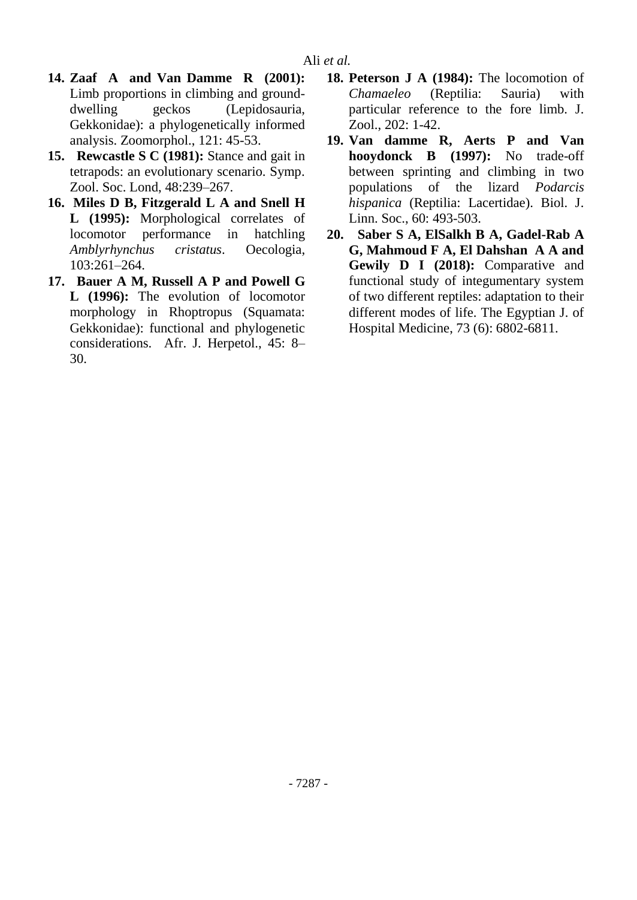14. **Zaaf A and Van Damme R (2001):** Limb proportions in climbing and ground-dwelling geckos (Lepidosauria, Gekkonidae): a phylogenetically informed analysis. Zoomorphol., 121: 45-53.
15. **Rewcastle S C (1981):** Stance and gait in tetrapods: an evolutionary scenario. Symp. Zool. Soc. Lond, 48:239–267.
16. **Miles D B, Fitzgerald L A and Snell H L (1995):** Morphological correlates of locomotor performance in hatchling *Amblyrhynchus cristatus*. Oecologia, 103:261–264.
17. **Bauer A M, Russell A P and Powell G L (1996):** The evolution of locomotor morphology in Rhoptropus (Squamata: Gekkonidae): functional and phylogenetic considerations. Afr. J. Herpetol., 45: 8–30.
18. **Peterson J A (1984):** The locomotion of *Chamaeleo* (Reptilia: Sauria) with particular reference to the fore limb. J. Zool., 202: 1-42.
19. **Van damme R, Aerts P and Van hooydonck B (1997):** No trade-off between sprinting and climbing in two populations of the lizard *Podarcis hispanica* (Reptilia: Lacertidae). Biol. J. Linn. Soc., 60: 493-503.
20. **Saber S A, ElSalkh B A, Gadel-Rab A G, Mahmoud F A, El Dahshan A A and Gewily D I (2018):** Comparative and functional study of integumentary system of two different reptiles: adaptation to their different modes of life. The Egyptian J. of Hospital Medicine, 73 (6): 6802-6811.